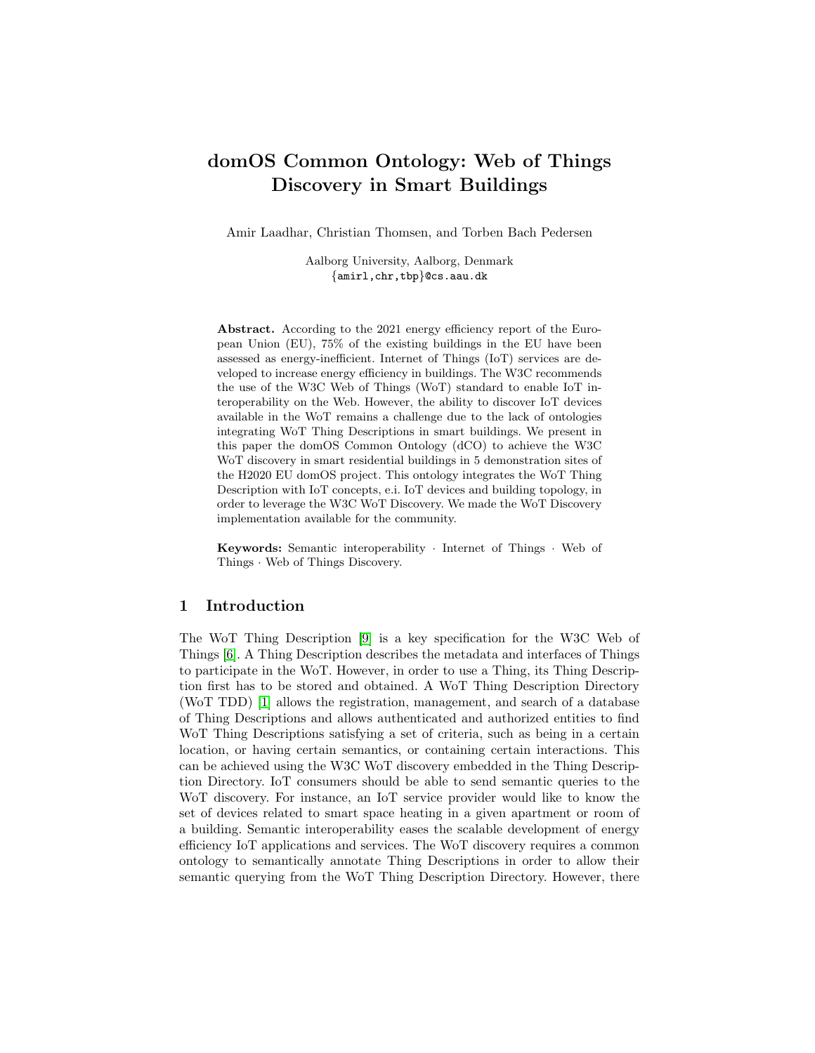# domOS Common Ontology: Web of Things Discovery in Smart Buildings

Amir Laadhar, Christian Thomsen, and Torben Bach Pedersen

Aalborg University, Aalborg, Denmark
{amirl,chr,tbp}@cs.aau.dk

**Abstract.** According to the 2021 energy efficiency report of the European Union (EU), 75% of the existing buildings in the EU have been assessed as energy-inefficient. Internet of Things (IoT) services are developed to increase energy efficiency in buildings. The W3C recommends the use of the W3C Web of Things (WoT) standard to enable IoT interoperability on the Web. However, the ability to discover IoT devices available in the WoT remains a challenge due to the lack of ontologies integrating WoT Thing Descriptions in smart buildings. We present in this paper the domOS Common Ontology (dCO) to achieve the W3C WoT discovery in smart residential buildings in 5 demonstration sites of the H2020 EU domOS project. This ontology integrates the WoT Thing Description with IoT concepts, e.i. IoT devices and building topology, in order to leverage the W3C WoT Discovery. We made the WoT Discovery implementation available for the community.

**Keywords:** Semantic interoperability · Internet of Things · Web of Things · Web of Things Discovery.

## 1 Introduction

The WoT Thing Description [9] is a key specification for the W3C Web of Things [6]. A Thing Description describes the metadata and interfaces of Things to participate in the WoT. However, in order to use a Thing, its Thing Description first has to be stored and obtained. A WoT Thing Description Directory (WoT TDD) [1] allows the registration, management, and search of a database of Thing Descriptions and allows authenticated and authorized entities to find WoT Thing Descriptions satisfying a set of criteria, such as being in a certain location, or having certain semantics, or containing certain interactions. This can be achieved using the W3C WoT discovery embedded in the Thing Description Directory. IoT consumers should be able to send semantic queries to the WoT discovery. For instance, an IoT service provider would like to know the set of devices related to smart space heating in a given apartment or room of a building. Semantic interoperability eases the scalable development of energy efficiency IoT applications and services. The WoT discovery requires a common ontology to semantically annotate Thing Descriptions in order to allow their semantic querying from the WoT Thing Description Directory. However, there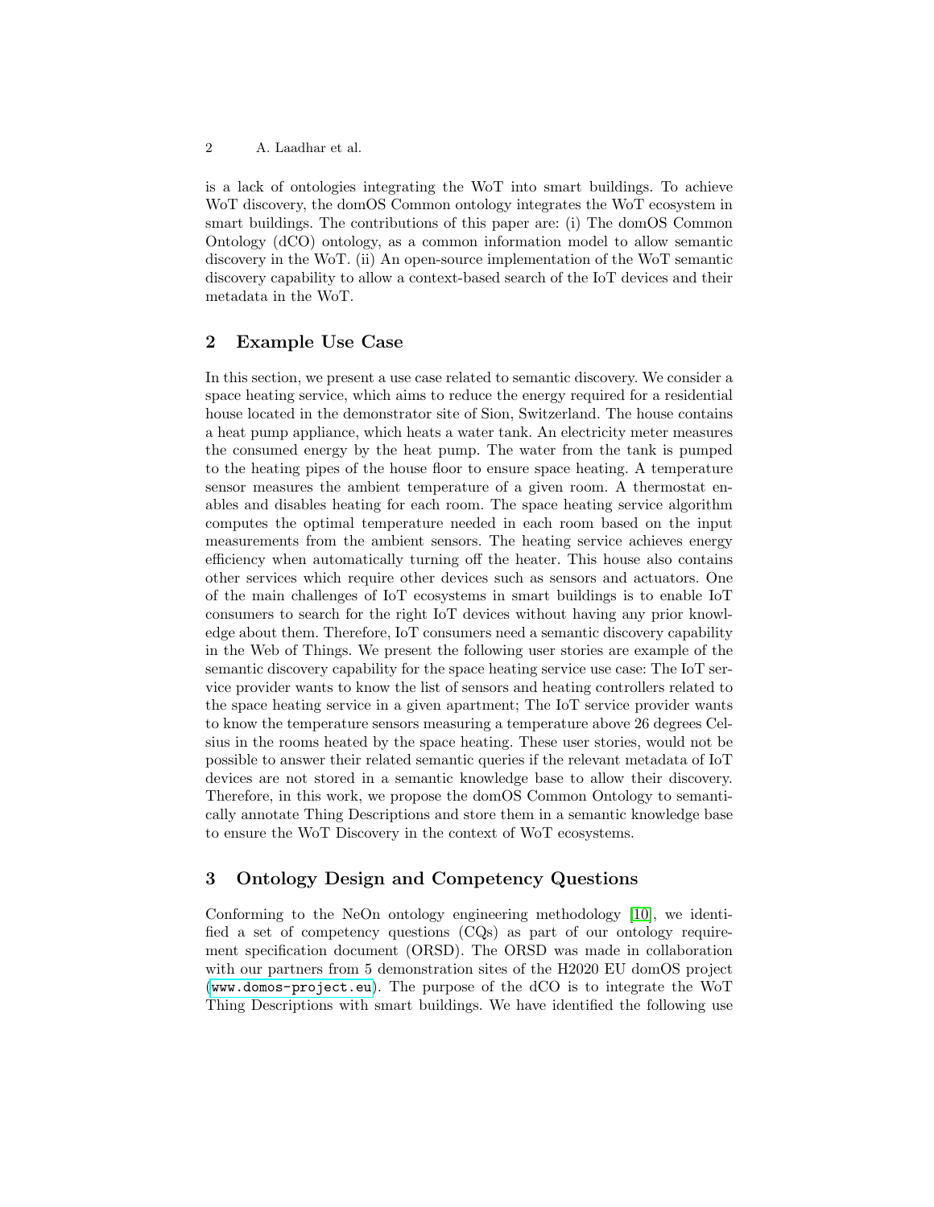is a lack of ontologies integrating the WoT into smart buildings. To achieve WoT discovery, the domOS Common ontology integrates the WoT ecosystem in smart buildings. The contributions of this paper are: (i) The domOS Common Ontology (dCO) ontology, as a common information model to allow semantic discovery in the WoT. (ii) An open-source implementation of the WoT semantic discovery capability to allow a context-based search of the IoT devices and their metadata in the WoT.

## 2 Example Use Case

In this section, we present a use case related to semantic discovery. We consider a space heating service, which aims to reduce the energy required for a residential house located in the demonstrator site of Sion, Switzerland. The house contains a heat pump appliance, which heats a water tank. An electricity meter measures the consumed energy by the heat pump. The water from the tank is pumped to the heating pipes of the house floor to ensure space heating. A temperature sensor measures the ambient temperature of a given room. A thermostat enables and disables heating for each room. The space heating service algorithm computes the optimal temperature needed in each room based on the input measurements from the ambient sensors. The heating service achieves energy efficiency when automatically turning off the heater. This house also contains other services which require other devices such as sensors and actuators. One of the main challenges of IoT ecosystems in smart buildings is to enable IoT consumers to search for the right IoT devices without having any prior knowledge about them. Therefore, IoT consumers need a semantic discovery capability in the Web of Things. We present the following user stories are example of the semantic discovery capability for the space heating service use case: The IoT service provider wants to know the list of sensors and heating controllers related to the space heating service in a given apartment; The IoT service provider wants to know the temperature sensors measuring a temperature above 26 degrees Celsius in the rooms heated by the space heating. These user stories, would not be possible to answer their related semantic queries if the relevant metadata of IoT devices are not stored in a semantic knowledge base to allow their discovery. Therefore, in this work, we propose the domOS Common Ontology to semantically annotate Thing Descriptions and store them in a semantic knowledge base to ensure the WoT Discovery in the context of WoT ecosystems.

## 3 Ontology Design and Competency Questions

Conforming to the NeOn ontology engineering methodology [10], we identified a set of competency questions (CQs) as part of our ontology requirement specification document (ORSD). The ORSD was made in collaboration with our partners from 5 demonstration sites of the H2020 EU domOS project (www.domos-project.eu). The purpose of the dCO is to integrate the WoT Thing Descriptions with smart buildings. We have identified the following use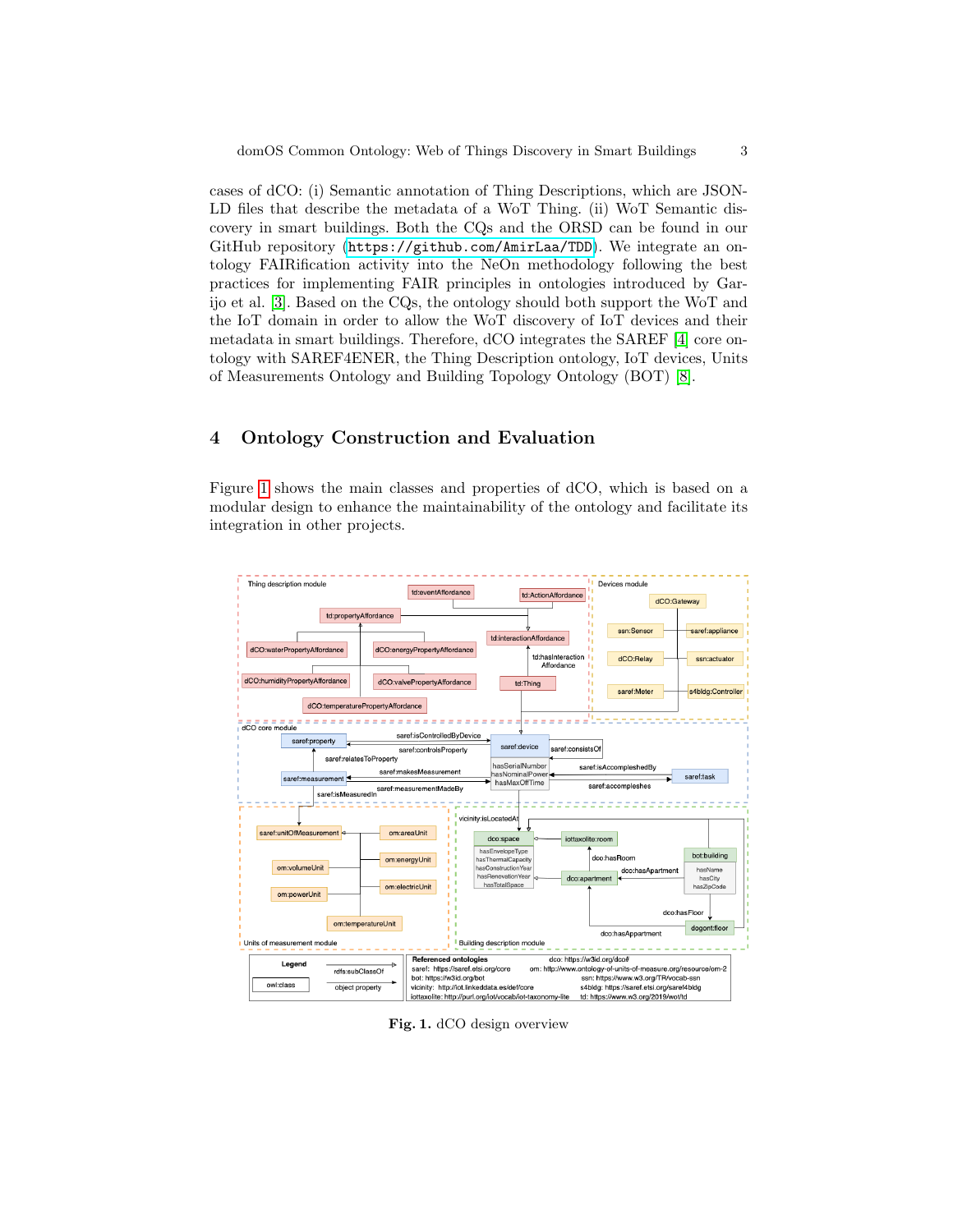cases of dCO: (i) Semantic annotation of Thing Descriptions, which are JSON-LD files that describe the metadata of a WoT Thing. (ii) WoT Semantic discovery in smart buildings. Both the CQs and the ORSD can be found in our GitHub repository (https://github.com/AmirLaa/TDD). We integrate an ontology FAIRification activity into the NeOn methodology following the best practices for implementing FAIR principles in ontologies introduced by Garijo et al. [3]. Based on the CQs, the ontology should both support the WoT and the IoT domain in order to allow the WoT discovery of IoT devices and their metadata in smart buildings. Therefore, dCO integrates the SAREF [4] core ontology with SAREF4ENER, the Thing Description ontology, IoT devices, Units of Measurements Ontology and Building Topology Ontology (BOT) [8].

## 4 Ontology Construction and Evaluation

Figure 1 shows the main classes and properties of dCO, which is based on a modular design to enhance the maintainability of the ontology and facilitate its integration in other projects.

**Fig. 1.** dCO design overview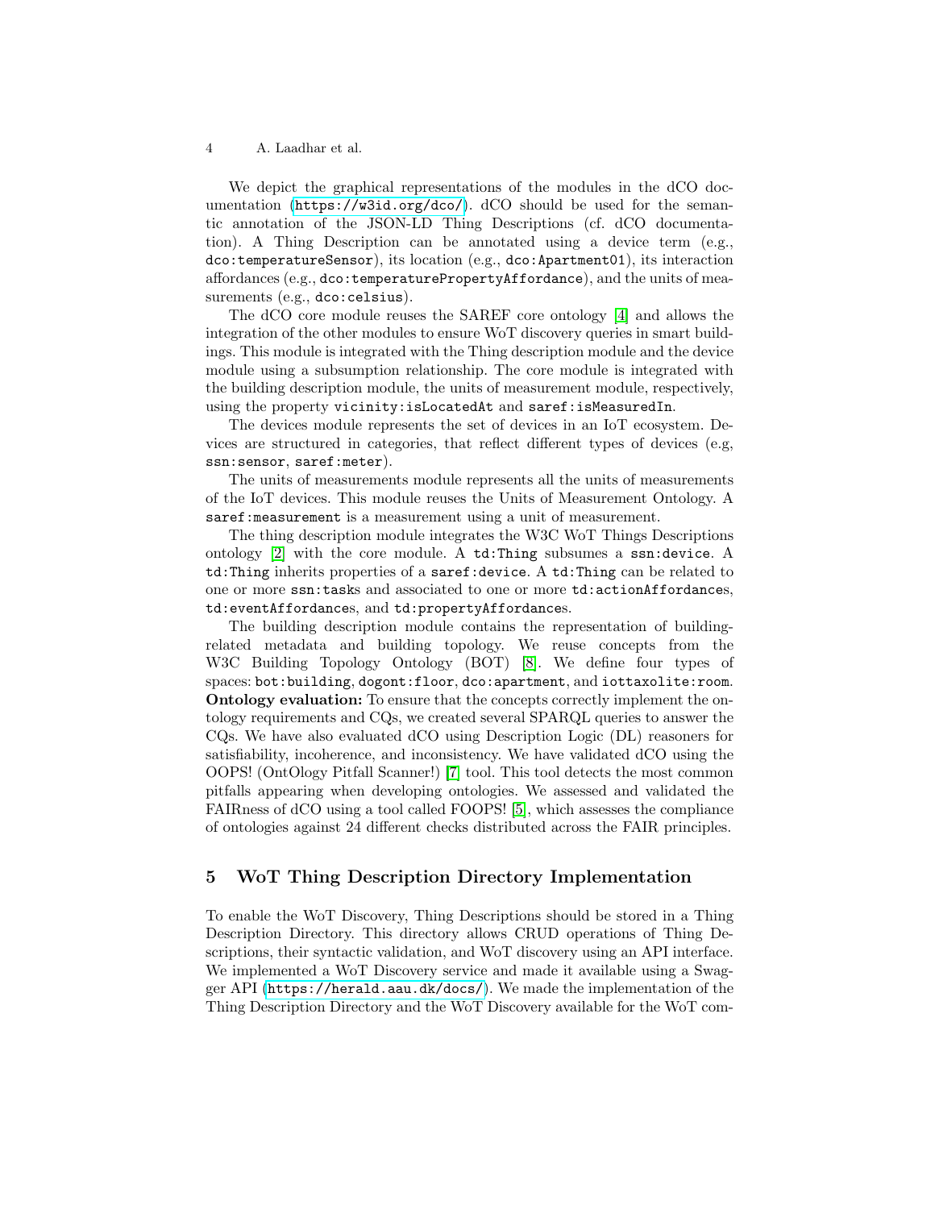We depict the graphical representations of the modules in the dCO documentation (https://w3id.org/dco/). dCO should be used for the semantic annotation of the JSON-LD Thing Descriptions (cf. dCO documentation). A Thing Description can be annotated using a device term (e.g., `dco:temperatureSensor`), its location (e.g., `dco:Apartment01`), its interaction affordances (e.g., `dco:temperaturePropertyAffordance`), and the units of measurements (e.g., `dco:celsius`).

The dCO core module reuses the SAREF core ontology [4] and allows the integration of the other modules to ensure WoT discovery queries in smart buildings. This module is integrated with the Thing description module and the device module using a subsumption relationship. The core module is integrated with the building description module, the units of measurement module, respectively, using the property `vicinity:isLocatedAt` and `saref:isMeasuredIn`.

The devices module represents the set of devices in an IoT ecosystem. Devices are structured in categories, that reflect different types of devices (e.g, `ssn:sensor`, `saref:meter`).

The units of measurements module represents all the units of measurements of the IoT devices. This module reuses the Units of Measurement Ontology. A `saref:measurement` is a measurement using a unit of measurement.

The thing description module integrates the W3C WoT Things Descriptions ontology [2] with the core module. A `td:Thing` subsumes a `ssn:device`. A `td:Thing` inherits properties of a `saref:device`. A `td:Thing` can be related to one or more `ssn:task`s and associated to one or more `td:actionAffordance`s, `td:eventAffordance`s, and `td:propertyAffordance`s.

The building description module contains the representation of building-related metadata and building topology. We reuse concepts from the W3C Building Topology Ontology (BOT) [8]. We define four types of spaces: `bot:building`, `dogont:floor`, `dco:apartment`, and `iottaxolite:room`.

**Ontology evaluation:** To ensure that the concepts correctly implement the ontology requirements and CQs, we created several SPARQL queries to answer the CQs. We have also evaluated dCO using Description Logic (DL) reasoners for satisfiability, incoherence, and inconsistency. We have validated dCO using the OOPS! (OntOlogy Pitfall Scanner!) [7] tool. This tool detects the most common pitfalls appearing when developing ontologies. We assessed and validated the FAIRness of dCO using a tool called FOOPS! [5], which assesses the compliance of ontologies against 24 different checks distributed across the FAIR principles.

## 5 WoT Thing Description Directory Implementation

To enable the WoT Discovery, Thing Descriptions should be stored in a Thing Description Directory. This directory allows CRUD operations of Thing Descriptions, their syntactic validation, and WoT discovery using an API interface. We implemented a WoT Discovery service and made it available using a Swagger API (https://herald.aau.dk/docs/). We made the implementation of the Thing Description Directory and the WoT Discovery available for the WoT com-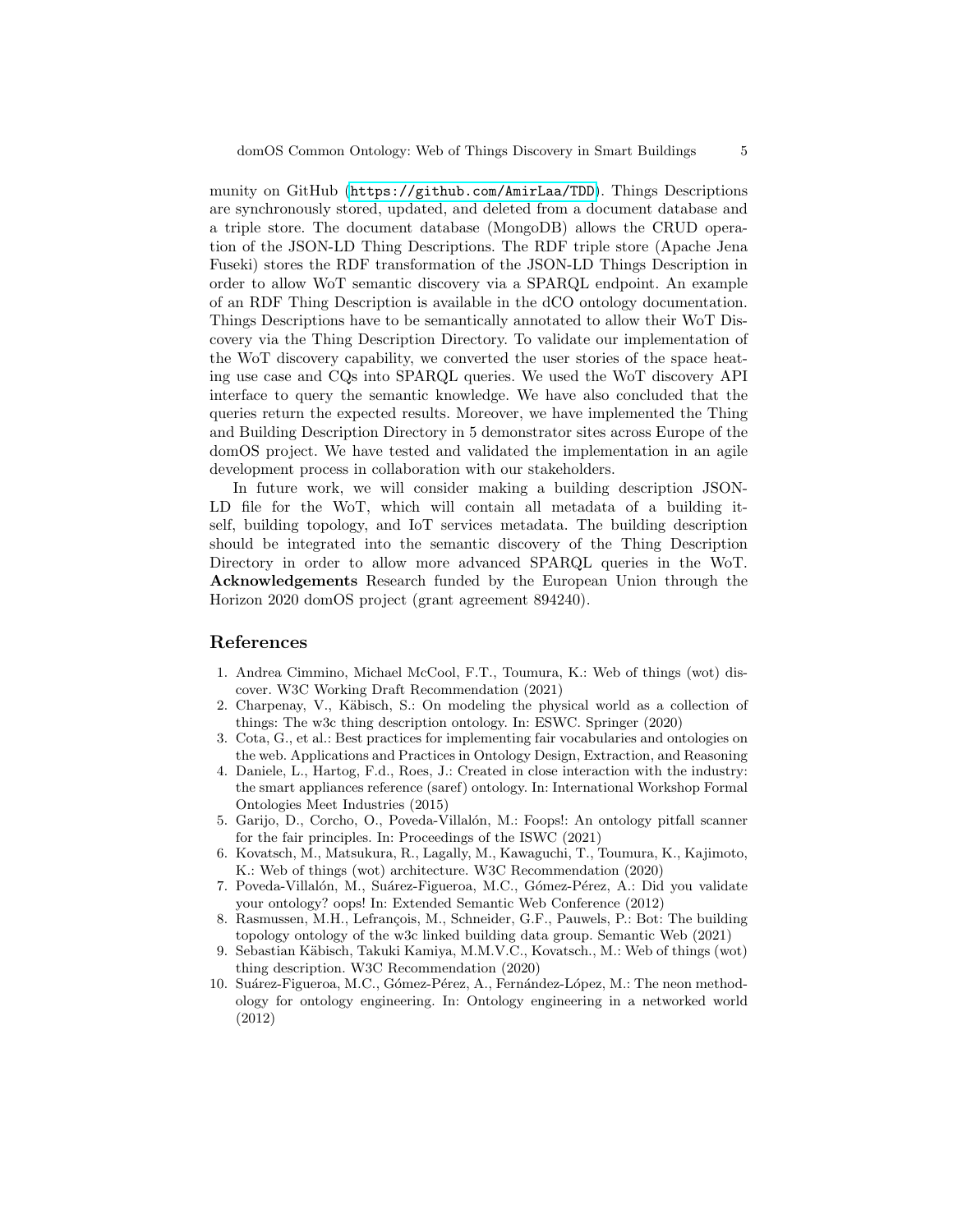munity on GitHub (https://github.com/AmirLaa/TDD). Things Descriptions are synchronously stored, updated, and deleted from a document database and a triple store. The document database (MongoDB) allows the CRUD operation of the JSON-LD Thing Descriptions. The RDF triple store (Apache Jena Fuseki) stores the RDF transformation of the JSON-LD Things Description in order to allow WoT semantic discovery via a SPARQL endpoint. An example of an RDF Thing Description is available in the dCO ontology documentation. Things Descriptions have to be semantically annotated to allow their WoT Discovery via the Thing Description Directory. To validate our implementation of the WoT discovery capability, we converted the user stories of the space heating use case and CQs into SPARQL queries. We used the WoT discovery API interface to query the semantic knowledge. We have also concluded that the queries return the expected results. Moreover, we have implemented the Thing and Building Description Directory in 5 demonstrator sites across Europe of the domOS project. We have tested and validated the implementation in an agile development process in collaboration with our stakeholders.

In future work, we will consider making a building description JSON-LD file for the WoT, which will contain all metadata of a building itself, building topology, and IoT services metadata. The building description should be integrated into the semantic discovery of the Thing Description Directory in order to allow more advanced SPARQL queries in the WoT. **Acknowledgements** Research funded by the European Union through the Horizon 2020 domOS project (grant agreement 894240).

## References

1. Andrea Cimmino, Michael McCool, F.T., Toumura, K.: Web of things (wot) discover. W3C Working Draft Recommendation (2021)
2. Charpenay, V., Käbisch, S.: On modeling the physical world as a collection of things: The w3c thing description ontology. In: ESWC. Springer (2020)
3. Cota, G., et al.: Best practices for implementing fair vocabularies and ontologies on the web. Applications and Practices in Ontology Design, Extraction, and Reasoning
4. Daniele, L., Hartog, F.d., Roes, J.: Created in close interaction with the industry: the smart appliances reference (saref) ontology. In: International Workshop Formal Ontologies Meet Industries (2015)
5. Garijo, D., Corcho, O., Poveda-Villalón, M.: Foops!: An ontology pitfall scanner for the fair principles. In: Proceedings of the ISWC (2021)
6. Kovatsch, M., Matsukura, R., Lagally, M., Kawaguchi, T., Toumura, K., Kajimoto, K.: Web of things (wot) architecture. W3C Recommendation (2020)
7. Poveda-Villalón, M., Suárez-Figueroa, M.C., Gómez-Pérez, A.: Did you validate your ontology? oops! In: Extended Semantic Web Conference (2012)
8. Rasmussen, M.H., Lefrançois, M., Schneider, G.F., Pauwels, P.: Bot: The building topology ontology of the w3c linked building data group. Semantic Web (2021)
9. Sebastian Käbisch, Takuki Kamiya, M.M.V.C., Kovatsch., M.: Web of things (wot) thing description. W3C Recommendation (2020)
10. Suárez-Figueroa, M.C., Gómez-Pérez, A., Fernández-López, M.: The neon methodology for ontology engineering. In: Ontology engineering in a networked world (2012)